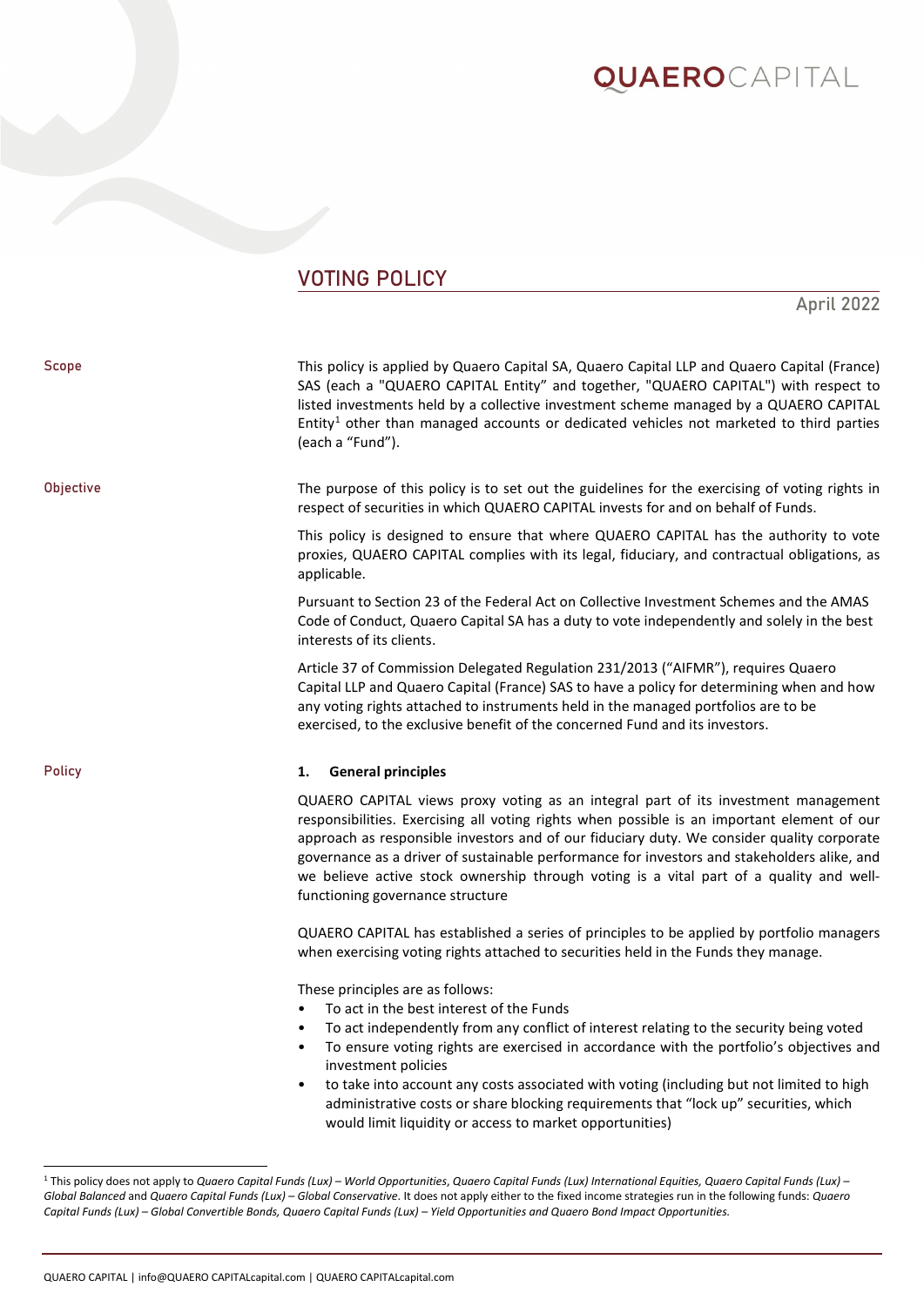# VOTING POLICY

April 2022

**Scope**

This policy is applied by Quaero Capital SA, Quaero Capital LLP and Quaero Capital (France) SAS (each a "QUAERO CAPITAL Entity" and together, "QUAERO CAPITAL") with respect to listed investments held by a collective investment scheme managed by a QUAERO CAPITAL Entity[1] other than managed accounts or dedicated vehicles not marketed to third parties (each a "Fund").

**Objective**

The purpose of this policy is to set out the guidelines for the exercising of voting rights in respect of securities in which QUAERO CAPITAL invests for and on behalf of Funds.

This policy is designed to ensure that where QUAERO CAPITAL has the authority to vote proxies, QUAERO CAPITAL complies with its legal, fiduciary, and contractual obligations, as applicable.

Pursuant to Section 23 of the Federal Act on Collective Investment Schemes and the AMAS Code of Conduct, Quaero Capital SA has a duty to vote independently and solely in the best interests of its clients.

Article 37 of Commission Delegated Regulation 231/2013 ("AIFMR"), requires Quaero Capital LLP and Quaero Capital (France) SAS to have a policy for determining when and how any voting rights attached to instruments held in the managed portfolios are to be exercised, to the exclusive benefit of the concerned Fund and its investors.

**Policy**

## 1. General principles

QUAERO CAPITAL views proxy voting as an integral part of its investment management responsibilities. Exercising all voting rights when possible is an important element of our approach as responsible investors and of our fiduciary duty. We consider quality corporate governance as a driver of sustainable performance for investors and stakeholders alike, and we believe active stock ownership through voting is a vital part of a quality and well-functioning governance structure

QUAERO CAPITAL has established a series of principles to be applied by portfolio managers when exercising voting rights attached to securities held in the Funds they manage.

These principles are as follows:

- To act in the best interest of the Funds
- To act independently from any conflict of interest relating to the security being voted
- To ensure voting rights are exercised in accordance with the portfolio's objectives and investment policies
- to take into account any costs associated with voting (including but not limited to high administrative costs or share blocking requirements that "lock up" securities, which would limit liquidity or access to market opportunities)

---

[1] This policy does not apply to *Quaero Capital Funds (Lux) – World Opportunities*, *Quaero Capital Funds (Lux) International Equities, Quaero Capital Funds (Lux) – Global Balanced* and *Quaero Capital Funds (Lux) – Global Conservative*. It does not apply either to the fixed income strategies run in the following funds: *Quaero Capital Funds (Lux) – Global Convertible Bonds, Quaero Capital Funds (Lux) – Yield Opportunities and Quaero Bond Impact Opportunities.*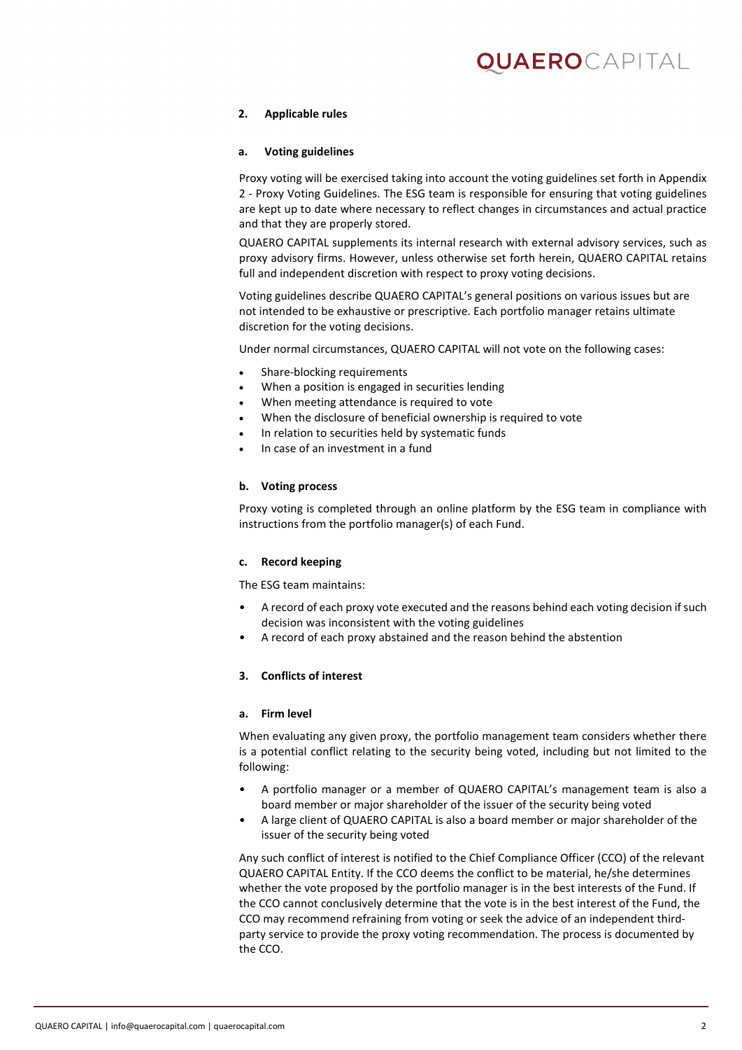## 2. Applicable rules

### a. Voting guidelines

Proxy voting will be exercised taking into account the voting guidelines set forth in Appendix 2 - Proxy Voting Guidelines. The ESG team is responsible for ensuring that voting guidelines are kept up to date where necessary to reflect changes in circumstances and actual practice and that they are properly stored.

QUAERO CAPITAL supplements its internal research with external advisory services, such as proxy advisory firms. However, unless otherwise set forth herein, QUAERO CAPITAL retains full and independent discretion with respect to proxy voting decisions.

Voting guidelines describe QUAERO CAPITAL's general positions on various issues but are not intended to be exhaustive or prescriptive. Each portfolio manager retains ultimate discretion for the voting decisions.

Under normal circumstances, QUAERO CAPITAL will not vote on the following cases:

- Share-blocking requirements
- When a position is engaged in securities lending
- When meeting attendance is required to vote
- When the disclosure of beneficial ownership is required to vote
- In relation to securities held by systematic funds
- In case of an investment in a fund

### b. Voting process

Proxy voting is completed through an online platform by the ESG team in compliance with instructions from the portfolio manager(s) of each Fund.

### c. Record keeping

The ESG team maintains:

- A record of each proxy vote executed and the reasons behind each voting decision if such decision was inconsistent with the voting guidelines
- A record of each proxy abstained and the reason behind the abstention

## 3. Conflicts of interest

### a. Firm level

When evaluating any given proxy, the portfolio management team considers whether there is a potential conflict relating to the security being voted, including but not limited to the following:

- A portfolio manager or a member of QUAERO CAPITAL's management team is also a board member or major shareholder of the issuer of the security being voted
- A large client of QUAERO CAPITAL is also a board member or major shareholder of the issuer of the security being voted

Any such conflict of interest is notified to the Chief Compliance Officer (CCO) of the relevant QUAERO CAPITAL Entity. If the CCO deems the conflict to be material, he/she determines whether the vote proposed by the portfolio manager is in the best interests of the Fund. If the CCO cannot conclusively determine that the vote is in the best interest of the Fund, the CCO may recommend refraining from voting or seek the advice of an independent third-party service to provide the proxy voting recommendation. The process is documented by the CCO.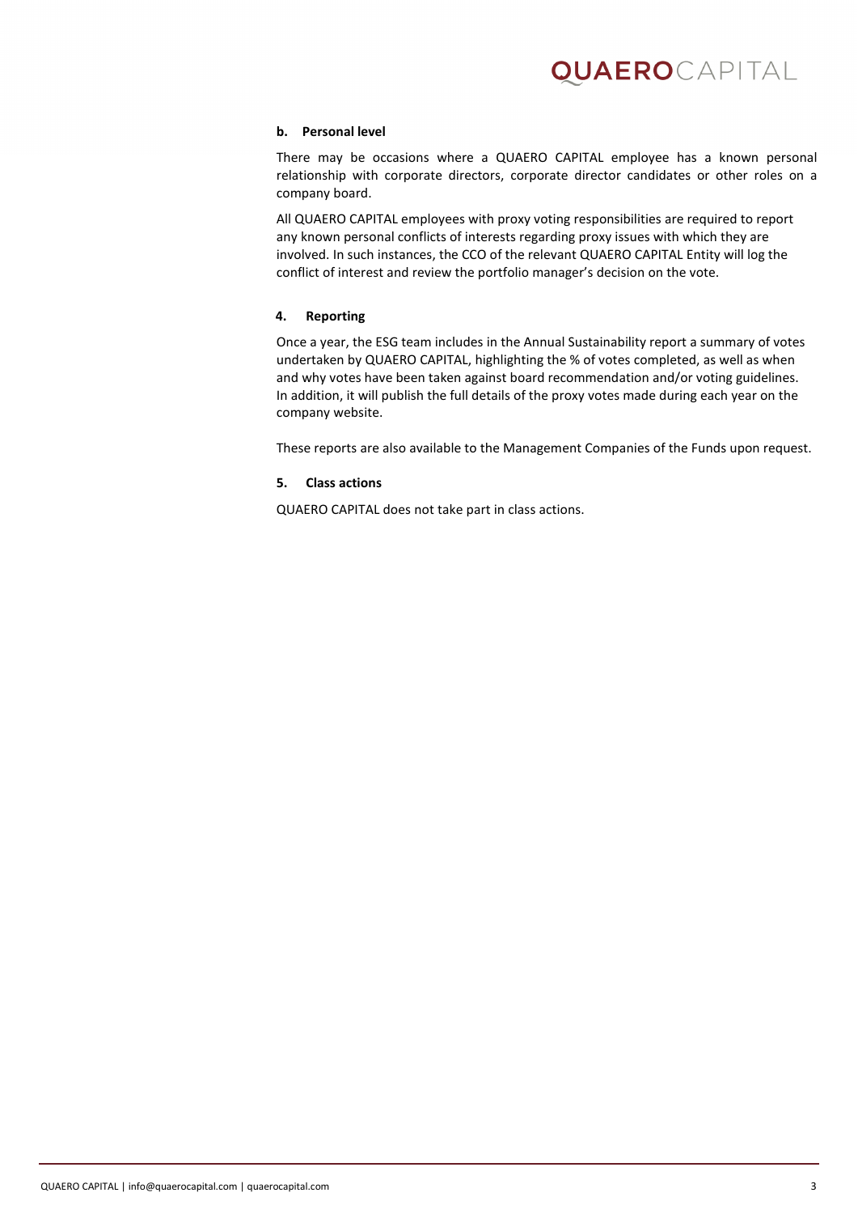#### b. Personal level

There may be occasions where a QUAERO CAPITAL employee has a known personal relationship with corporate directors, corporate director candidates or other roles on a company board.

All QUAERO CAPITAL employees with proxy voting responsibilities are required to report any known personal conflicts of interests regarding proxy issues with which they are involved. In such instances, the CCO of the relevant QUAERO CAPITAL Entity will log the conflict of interest and review the portfolio manager's decision on the vote.

### 4. Reporting

Once a year, the ESG team includes in the Annual Sustainability report a summary of votes undertaken by QUAERO CAPITAL, highlighting the % of votes completed, as well as when and why votes have been taken against board recommendation and/or voting guidelines. In addition, it will publish the full details of the proxy votes made during each year on the company website.

These reports are also available to the Management Companies of the Funds upon request.

### 5. Class actions

QUAERO CAPITAL does not take part in class actions.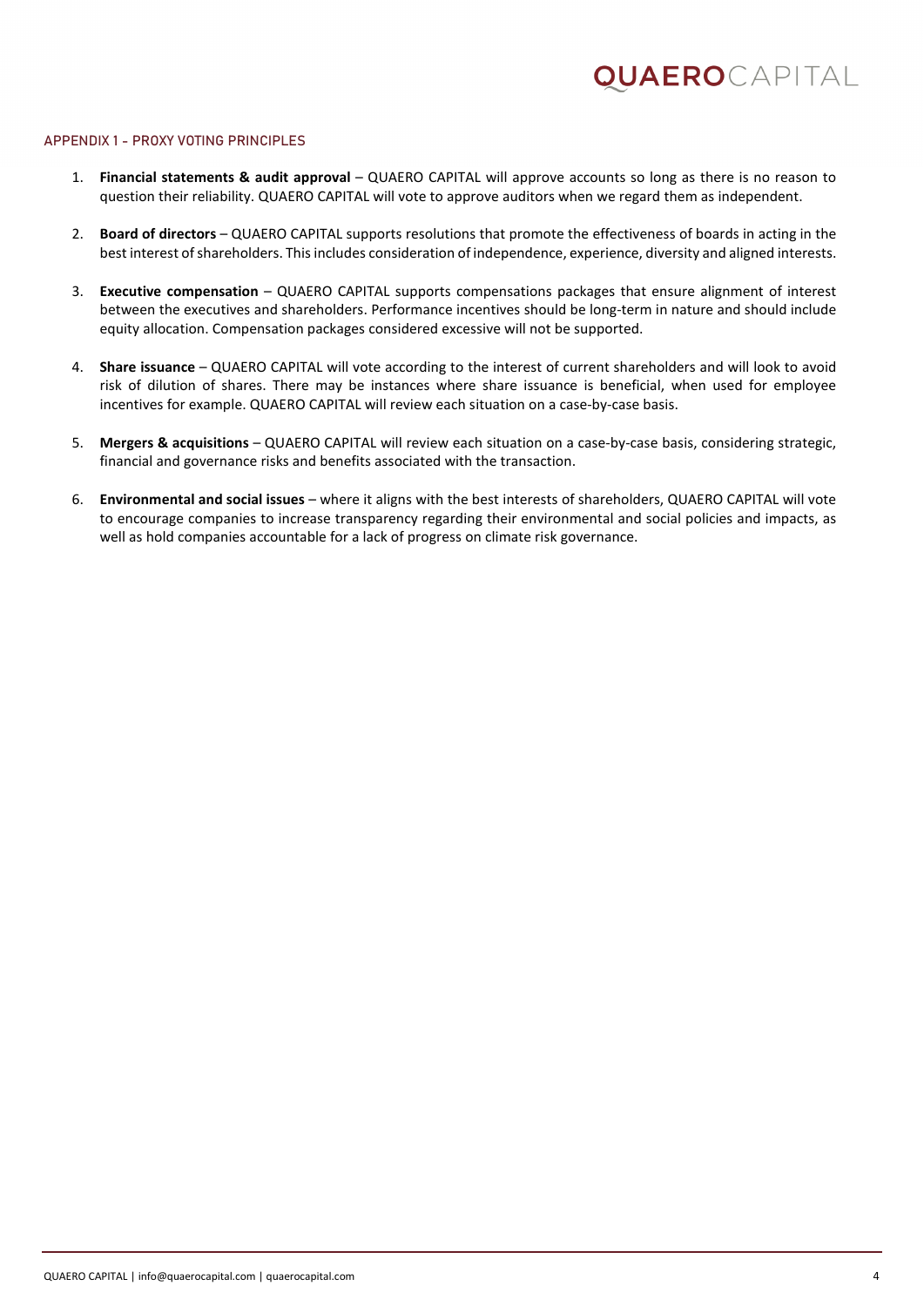## APPENDIX 1 - PROXY VOTING PRINCIPLES

1. **Financial statements & audit approval** – QUAERO CAPITAL will approve accounts so long as there is no reason to question their reliability. QUAERO CAPITAL will vote to approve auditors when we regard them as independent.

2. **Board of directors** – QUAERO CAPITAL supports resolutions that promote the effectiveness of boards in acting in the best interest of shareholders. This includes consideration of independence, experience, diversity and aligned interests.

3. **Executive compensation** – QUAERO CAPITAL supports compensations packages that ensure alignment of interest between the executives and shareholders. Performance incentives should be long-term in nature and should include equity allocation. Compensation packages considered excessive will not be supported.

4. **Share issuance** – QUAERO CAPITAL will vote according to the interest of current shareholders and will look to avoid risk of dilution of shares. There may be instances where share issuance is beneficial, when used for employee incentives for example. QUAERO CAPITAL will review each situation on a case-by-case basis.

5. **Mergers & acquisitions** – QUAERO CAPITAL will review each situation on a case-by-case basis, considering strategic, financial and governance risks and benefits associated with the transaction.

6. **Environmental and social issues** – where it aligns with the best interests of shareholders, QUAERO CAPITAL will vote to encourage companies to increase transparency regarding their environmental and social policies and impacts, as well as hold companies accountable for a lack of progress on climate risk governance.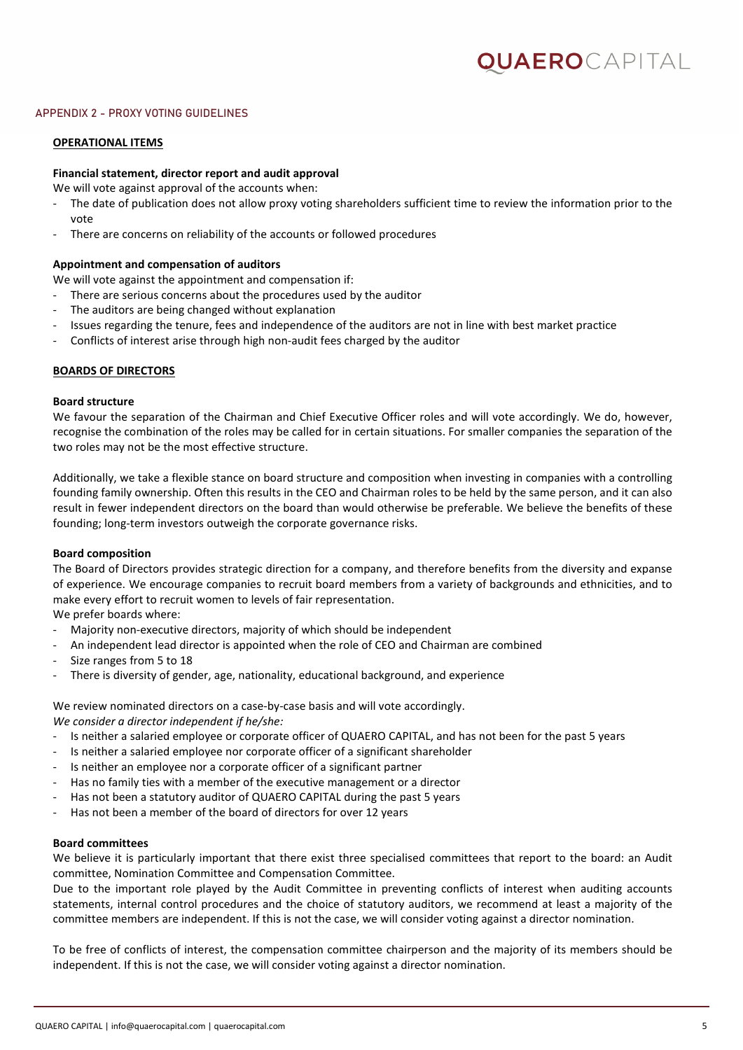## APPENDIX 2 – PROXY VOTING GUIDELINES

### OPERATIONAL ITEMS

**Financial statement, director report and audit approval**

We will vote against approval of the accounts when:

- The date of publication does not allow proxy voting shareholders sufficient time to review the information prior to the vote
- There are concerns on reliability of the accounts or followed procedures

**Appointment and compensation of auditors**

We will vote against the appointment and compensation if:

- There are serious concerns about the procedures used by the auditor
- The auditors are being changed without explanation
- Issues regarding the tenure, fees and independence of the auditors are not in line with best market practice
- Conflicts of interest arise through high non-audit fees charged by the auditor

### BOARDS OF DIRECTORS

**Board structure**

We favour the separation of the Chairman and Chief Executive Officer roles and will vote accordingly. We do, however, recognise the combination of the roles may be called for in certain situations. For smaller companies the separation of the two roles may not be the most effective structure.

Additionally, we take a flexible stance on board structure and composition when investing in companies with a controlling founding family ownership. Often this results in the CEO and Chairman roles to be held by the same person, and it can also result in fewer independent directors on the board than would otherwise be preferable. We believe the benefits of these founding; long-term investors outweigh the corporate governance risks.

**Board composition**

The Board of Directors provides strategic direction for a company, and therefore benefits from the diversity and expanse of experience. We encourage companies to recruit board members from a variety of backgrounds and ethnicities, and to make every effort to recruit women to levels of fair representation.

We prefer boards where:

- Majority non-executive directors, majority of which should be independent
- An independent lead director is appointed when the role of CEO and Chairman are combined
- Size ranges from 5 to 18
- There is diversity of gender, age, nationality, educational background, and experience

We review nominated directors on a case-by-case basis and will vote accordingly.

*We consider a director independent if he/she:*

- Is neither a salaried employee or corporate officer of QUAERO CAPITAL, and has not been for the past 5 years
- Is neither a salaried employee nor corporate officer of a significant shareholder
- Is neither an employee nor a corporate officer of a significant partner
- Has no family ties with a member of the executive management or a director
- Has not been a statutory auditor of QUAERO CAPITAL during the past 5 years
- Has not been a member of the board of directors for over 12 years

**Board committees**

We believe it is particularly important that there exist three specialised committees that report to the board: an Audit committee, Nomination Committee and Compensation Committee.

Due to the important role played by the Audit Committee in preventing conflicts of interest when auditing accounts statements, internal control procedures and the choice of statutory auditors, we recommend at least a majority of the committee members are independent. If this is not the case, we will consider voting against a director nomination.

To be free of conflicts of interest, the compensation committee chairperson and the majority of its members should be independent. If this is not the case, we will consider voting against a director nomination.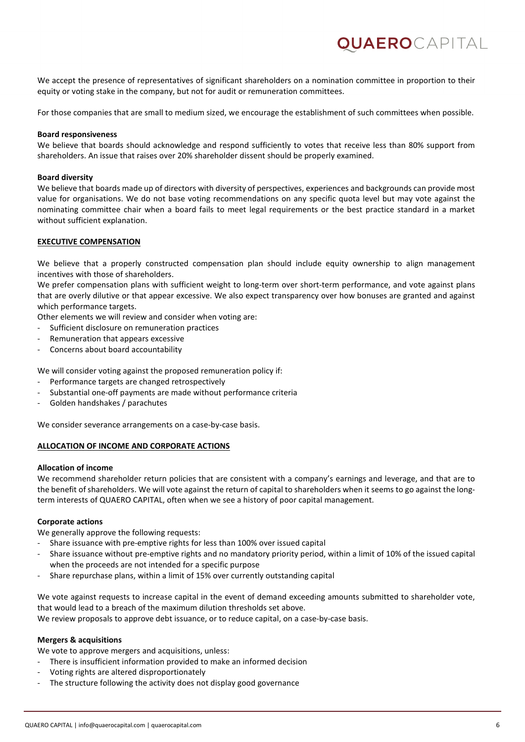We accept the presence of representatives of significant shareholders on a nomination committee in proportion to their equity or voting stake in the company, but not for audit or remuneration committees.

For those companies that are small to medium sized, we encourage the establishment of such committees when possible.

**Board responsiveness**
We believe that boards should acknowledge and respond sufficiently to votes that receive less than 80% support from shareholders. An issue that raises over 20% shareholder dissent should be properly examined.

**Board diversity**
We believe that boards made up of directors with diversity of perspectives, experiences and backgrounds can provide most value for organisations. We do not base voting recommendations on any specific quota level but may vote against the nominating committee chair when a board fails to meet legal requirements or the best practice standard in a market without sufficient explanation.

## EXECUTIVE COMPENSATION

We believe that a properly constructed compensation plan should include equity ownership to align management incentives with those of shareholders.
We prefer compensation plans with sufficient weight to long-term over short-term performance, and vote against plans that are overly dilutive or that appear excessive. We also expect transparency over how bonuses are granted and against which performance targets.
Other elements we will review and consider when voting are:

- Sufficient disclosure on remuneration practices
- Remuneration that appears excessive
- Concerns about board accountability

We will consider voting against the proposed remuneration policy if:

- Performance targets are changed retrospectively
- Substantial one-off payments are made without performance criteria
- Golden handshakes / parachutes

We consider severance arrangements on a case-by-case basis.

## ALLOCATION OF INCOME AND CORPORATE ACTIONS

**Allocation of income**
We recommend shareholder return policies that are consistent with a company's earnings and leverage, and that are to the benefit of shareholders. We will vote against the return of capital to shareholders when it seems to go against the long-term interests of QUAERO CAPITAL, often when we see a history of poor capital management.

**Corporate actions**
We generally approve the following requests:

- Share issuance with pre-emptive rights for less than 100% over issued capital
- Share issuance without pre-emptive rights and no mandatory priority period, within a limit of 10% of the issued capital when the proceeds are not intended for a specific purpose
- Share repurchase plans, within a limit of 15% over currently outstanding capital

We vote against requests to increase capital in the event of demand exceeding amounts submitted to shareholder vote, that would lead to a breach of the maximum dilution thresholds set above.
We review proposals to approve debt issuance, or to reduce capital, on a case-by-case basis.

**Mergers & acquisitions**
We vote to approve mergers and acquisitions, unless:

- There is insufficient information provided to make an informed decision
- Voting rights are altered disproportionately
- The structure following the activity does not display good governance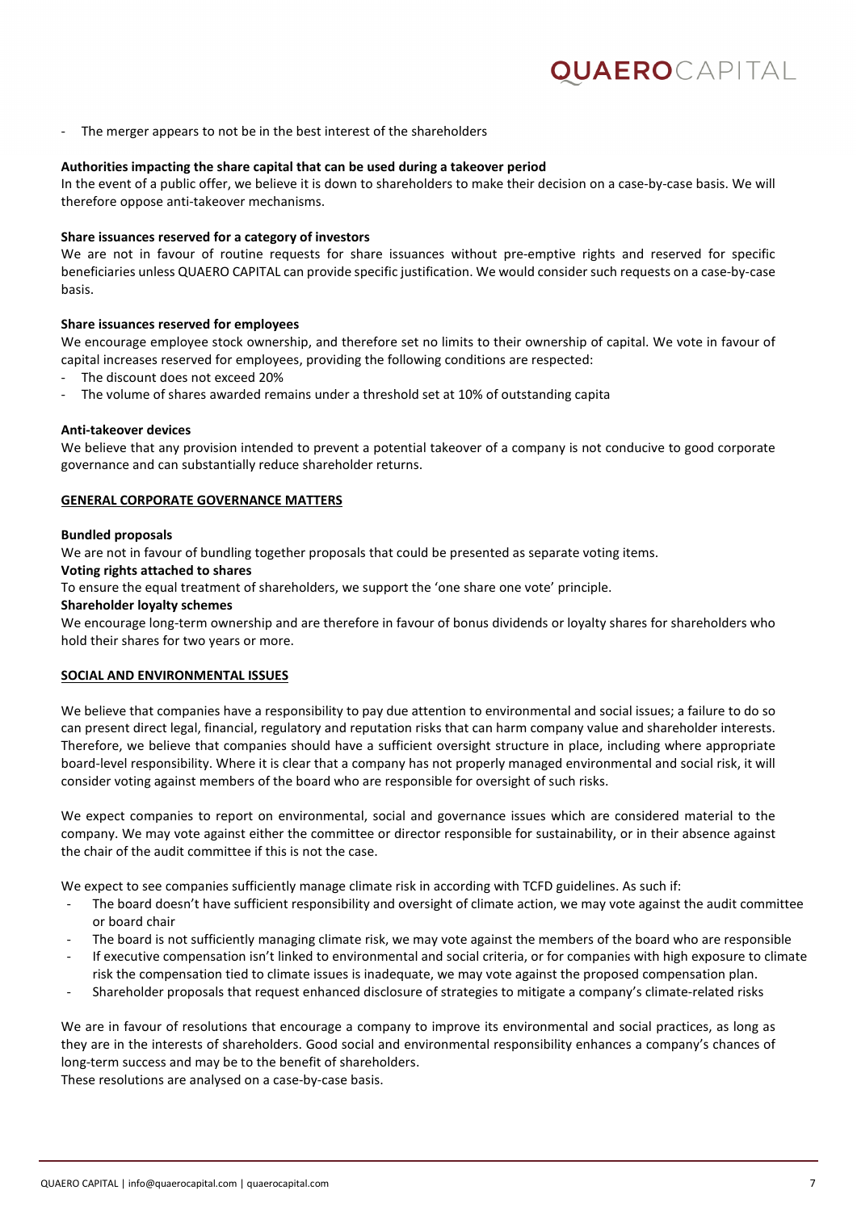- The merger appears to not be in the best interest of the shareholders

**Authorities impacting the share capital that can be used during a takeover period**

In the event of a public offer, we believe it is down to shareholders to make their decision on a case-by-case basis. We will therefore oppose anti-takeover mechanisms.

**Share issuances reserved for a category of investors**

We are not in favour of routine requests for share issuances without pre-emptive rights and reserved for specific beneficiaries unless QUAERO CAPITAL can provide specific justification. We would consider such requests on a case-by-case basis.

**Share issuances reserved for employees**

We encourage employee stock ownership, and therefore set no limits to their ownership of capital. We vote in favour of capital increases reserved for employees, providing the following conditions are respected:

- The discount does not exceed 20%
- The volume of shares awarded remains under a threshold set at 10% of outstanding capita

**Anti-takeover devices**

We believe that any provision intended to prevent a potential takeover of a company is not conducive to good corporate governance and can substantially reduce shareholder returns.

## GENERAL CORPORATE GOVERNANCE MATTERS

**Bundled proposals**

We are not in favour of bundling together proposals that could be presented as separate voting items.

**Voting rights attached to shares**

To ensure the equal treatment of shareholders, we support the 'one share one vote' principle.

**Shareholder loyalty schemes**

We encourage long-term ownership and are therefore in favour of bonus dividends or loyalty shares for shareholders who hold their shares for two years or more.

## SOCIAL AND ENVIRONMENTAL ISSUES

We believe that companies have a responsibility to pay due attention to environmental and social issues; a failure to do so can present direct legal, financial, regulatory and reputation risks that can harm company value and shareholder interests. Therefore, we believe that companies should have a sufficient oversight structure in place, including where appropriate board-level responsibility. Where it is clear that a company has not properly managed environmental and social risk, it will consider voting against members of the board who are responsible for oversight of such risks.

We expect companies to report on environmental, social and governance issues which are considered material to the company. We may vote against either the committee or director responsible for sustainability, or in their absence against the chair of the audit committee if this is not the case.

We expect to see companies sufficiently manage climate risk in according with TCFD guidelines. As such if:

- The board doesn't have sufficient responsibility and oversight of climate action, we may vote against the audit committee or board chair
- The board is not sufficiently managing climate risk, we may vote against the members of the board who are responsible
- If executive compensation isn't linked to environmental and social criteria, or for companies with high exposure to climate risk the compensation tied to climate issues is inadequate, we may vote against the proposed compensation plan.
- Shareholder proposals that request enhanced disclosure of strategies to mitigate a company's climate-related risks

We are in favour of resolutions that encourage a company to improve its environmental and social practices, as long as they are in the interests of shareholders. Good social and environmental responsibility enhances a company's chances of long-term success and may be to the benefit of shareholders.

These resolutions are analysed on a case-by-case basis.